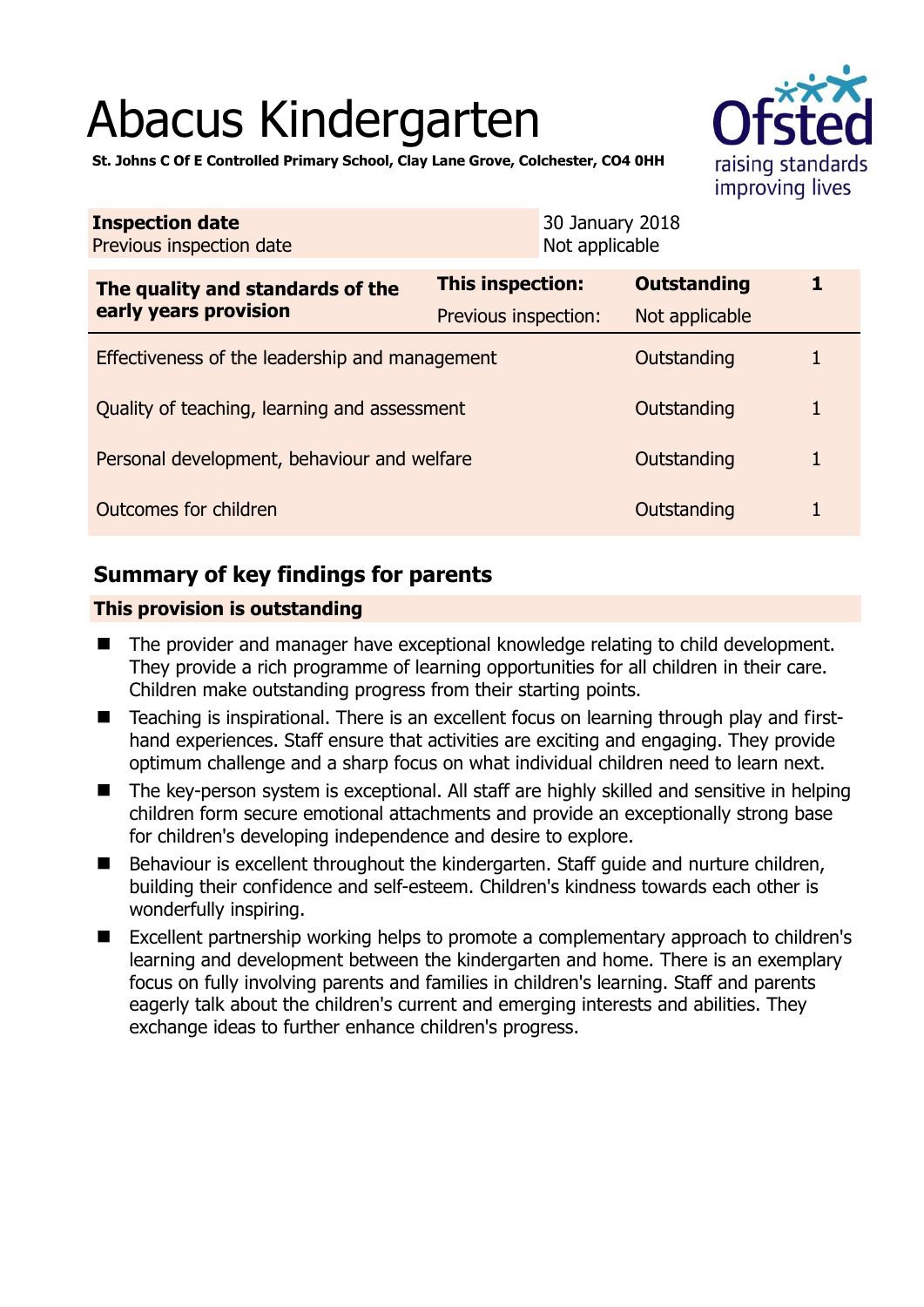# Abacus Kindergarten

**St. Johns C Of E Controlled Primary School, Clay Lane Grove, Colchester, CO4 0HH**

| **Inspection date** | 30 January 2018 |
|---|---|
| Previous inspection date | Not applicable |

| **The quality and standards of the early years provision** | **This inspection:** | **Outstanding** | **1** |
|---|---|---|---|
| | Previous inspection: | Not applicable | |
| Effectiveness of the leadership and management | | Outstanding | 1 |
| Quality of teaching, learning and assessment | | Outstanding | 1 |
| Personal development, behaviour and welfare | | Outstanding | 1 |
| Outcomes for children | | Outstanding | 1 |

## Summary of key findings for parents

**This provision is outstanding**

- The provider and manager have exceptional knowledge relating to child development. They provide a rich programme of learning opportunities for all children in their care. Children make outstanding progress from their starting points.
- Teaching is inspirational. There is an excellent focus on learning through play and first-hand experiences. Staff ensure that activities are exciting and engaging. They provide optimum challenge and a sharp focus on what individual children need to learn next.
- The key-person system is exceptional. All staff are highly skilled and sensitive in helping children form secure emotional attachments and provide an exceptionally strong base for children's developing independence and desire to explore.
- Behaviour is excellent throughout the kindergarten. Staff guide and nurture children, building their confidence and self-esteem. Children's kindness towards each other is wonderfully inspiring.
- Excellent partnership working helps to promote a complementary approach to children's learning and development between the kindergarten and home. There is an exemplary focus on fully involving parents and families in children's learning. Staff and parents eagerly talk about the children's current and emerging interests and abilities. They exchange ideas to further enhance children's progress.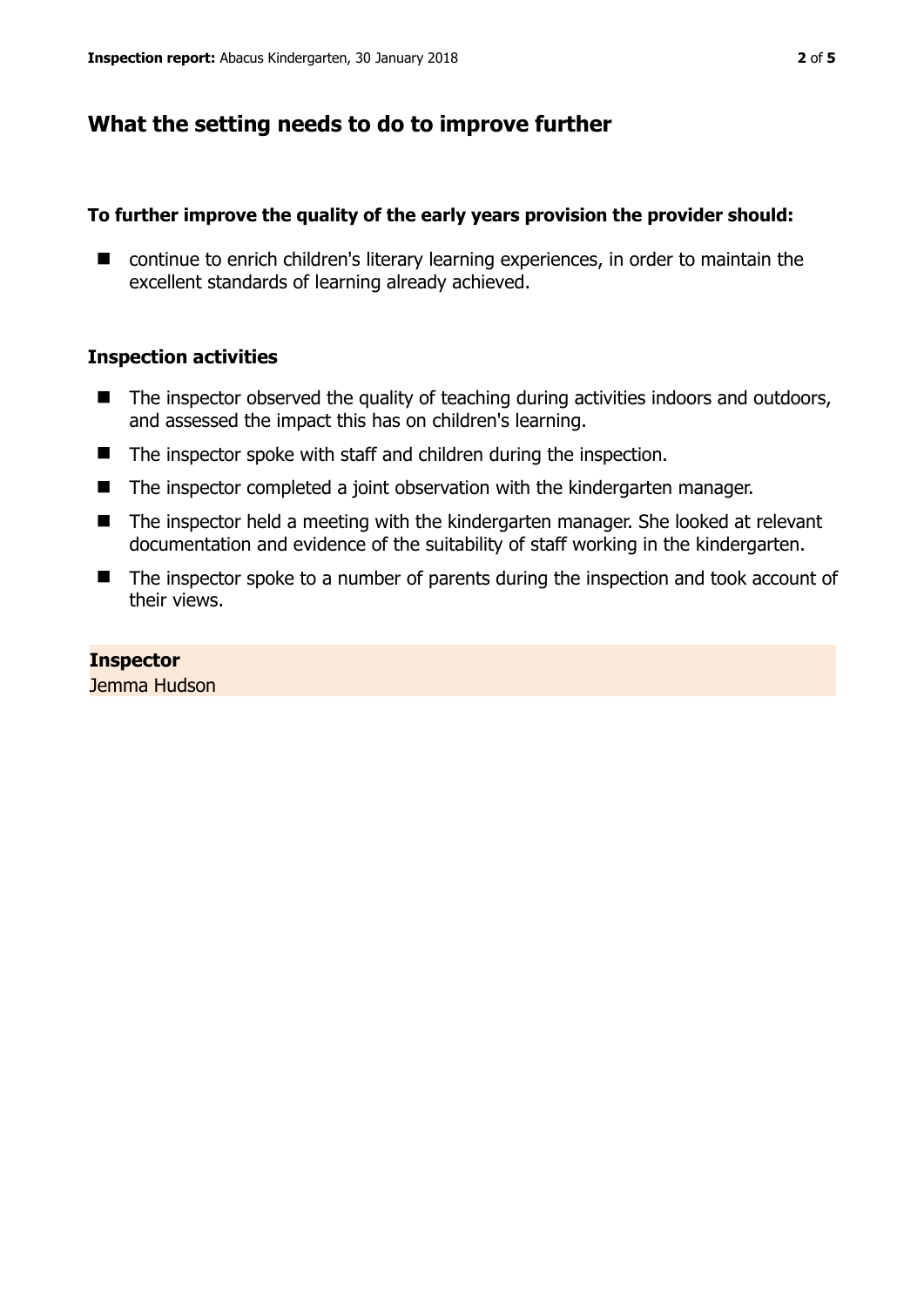## What the setting needs to do to improve further

**To further improve the quality of the early years provision the provider should:**

- continue to enrich children's literary learning experiences, in order to maintain the excellent standards of learning already achieved.

### Inspection activities

- The inspector observed the quality of teaching during activities indoors and outdoors, and assessed the impact this has on children's learning.
- The inspector spoke with staff and children during the inspection.
- The inspector completed a joint observation with the kindergarten manager.
- The inspector held a meeting with the kindergarten manager. She looked at relevant documentation and evidence of the suitability of staff working in the kindergarten.
- The inspector spoke to a number of parents during the inspection and took account of their views.

**Inspector**
Jemma Hudson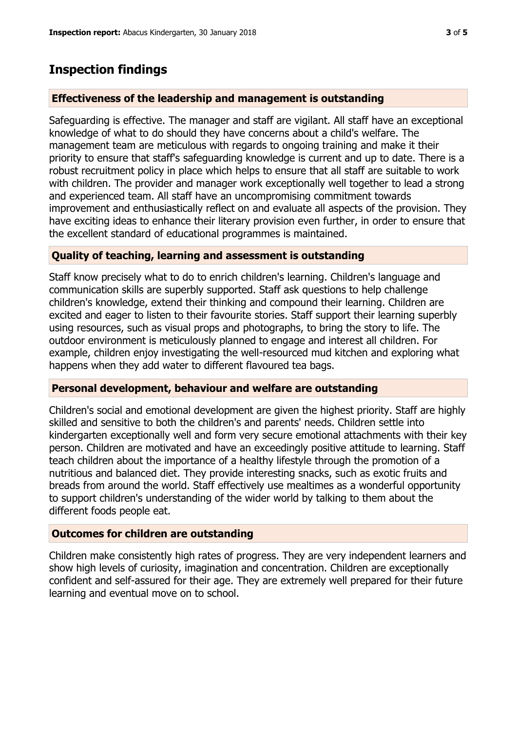# Inspection findings

## Effectiveness of the leadership and management is outstanding

Safeguarding is effective. The manager and staff are vigilant. All staff have an exceptional knowledge of what to do should they have concerns about a child's welfare. The management team are meticulous with regards to ongoing training and make it their priority to ensure that staff's safeguarding knowledge is current and up to date. There is a robust recruitment policy in place which helps to ensure that all staff are suitable to work with children. The provider and manager work exceptionally well together to lead a strong and experienced team. All staff have an uncompromising commitment towards improvement and enthusiastically reflect on and evaluate all aspects of the provision. They have exciting ideas to enhance their literary provision even further, in order to ensure that the excellent standard of educational programmes is maintained.

## Quality of teaching, learning and assessment is outstanding

Staff know precisely what to do to enrich children's learning. Children's language and communication skills are superbly supported. Staff ask questions to help challenge children's knowledge, extend their thinking and compound their learning. Children are excited and eager to listen to their favourite stories. Staff support their learning superbly using resources, such as visual props and photographs, to bring the story to life. The outdoor environment is meticulously planned to engage and interest all children. For example, children enjoy investigating the well-resourced mud kitchen and exploring what happens when they add water to different flavoured tea bags.

## Personal development, behaviour and welfare are outstanding

Children's social and emotional development are given the highest priority. Staff are highly skilled and sensitive to both the children's and parents' needs. Children settle into kindergarten exceptionally well and form very secure emotional attachments with their key person. Children are motivated and have an exceedingly positive attitude to learning. Staff teach children about the importance of a healthy lifestyle through the promotion of a nutritious and balanced diet. They provide interesting snacks, such as exotic fruits and breads from around the world. Staff effectively use mealtimes as a wonderful opportunity to support children's understanding of the wider world by talking to them about the different foods people eat.

## Outcomes for children are outstanding

Children make consistently high rates of progress. They are very independent learners and show high levels of curiosity, imagination and concentration. Children are exceptionally confident and self-assured for their age. They are extremely well prepared for their future learning and eventual move on to school.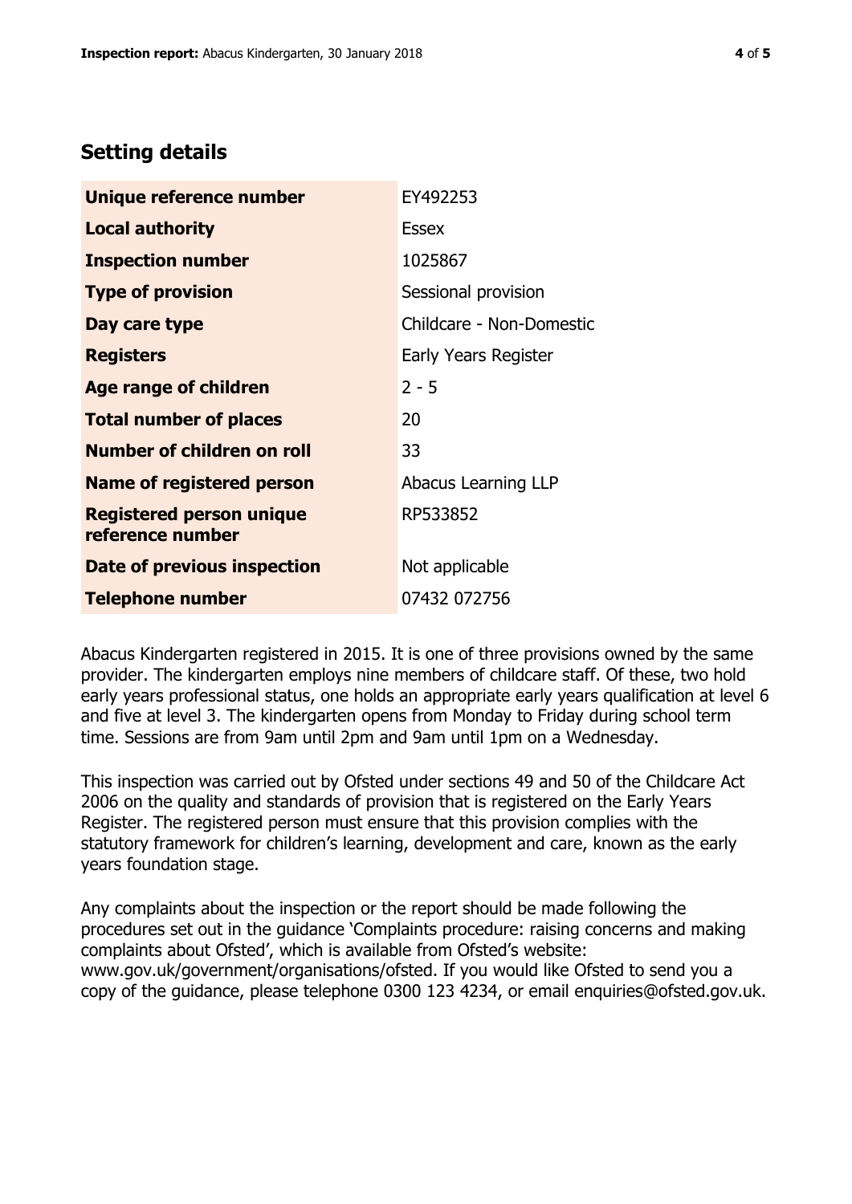## Setting details

| | |
|---|---|
| **Unique reference number** | EY492253 |
| **Local authority** | Essex |
| **Inspection number** | 1025867 |
| **Type of provision** | Sessional provision |
| **Day care type** | Childcare - Non-Domestic |
| **Registers** | Early Years Register |
| **Age range of children** | 2 - 5 |
| **Total number of places** | 20 |
| **Number of children on roll** | 33 |
| **Name of registered person** | Abacus Learning LLP |
| **Registered person unique reference number** | RP533852 |
| **Date of previous inspection** | Not applicable |
| **Telephone number** | 07432 072756 |

Abacus Kindergarten registered in 2015. It is one of three provisions owned by the same provider. The kindergarten employs nine members of childcare staff. Of these, two hold early years professional status, one holds an appropriate early years qualification at level 6 and five at level 3. The kindergarten opens from Monday to Friday during school term time. Sessions are from 9am until 2pm and 9am until 1pm on a Wednesday.

This inspection was carried out by Ofsted under sections 49 and 50 of the Childcare Act 2006 on the quality and standards of provision that is registered on the Early Years Register. The registered person must ensure that this provision complies with the statutory framework for children's learning, development and care, known as the early years foundation stage.

Any complaints about the inspection or the report should be made following the procedures set out in the guidance 'Complaints procedure: raising concerns and making complaints about Ofsted', which is available from Ofsted's website: www.gov.uk/government/organisations/ofsted. If you would like Ofsted to send you a copy of the guidance, please telephone 0300 123 4234, or email enquiries@ofsted.gov.uk.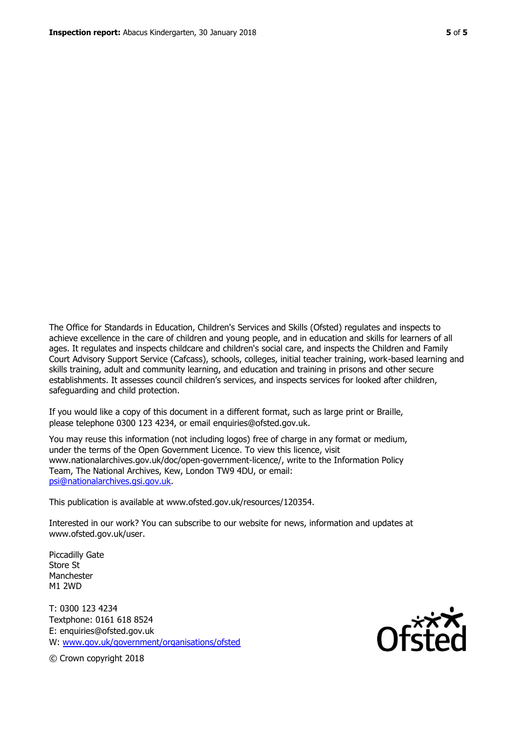The Office for Standards in Education, Children's Services and Skills (Ofsted) regulates and inspects to achieve excellence in the care of children and young people, and in education and skills for learners of all ages. It regulates and inspects childcare and children's social care, and inspects the Children and Family Court Advisory Support Service (Cafcass), schools, colleges, initial teacher training, work-based learning and skills training, adult and community learning, and education and training in prisons and other secure establishments. It assesses council children's services, and inspects services for looked after children, safeguarding and child protection.

If you would like a copy of this document in a different format, such as large print or Braille, please telephone 0300 123 4234, or email enquiries@ofsted.gov.uk.

You may reuse this information (not including logos) free of charge in any format or medium, under the terms of the Open Government Licence. To view this licence, visit www.nationalarchives.gov.uk/doc/open-government-licence/, write to the Information Policy Team, The National Archives, Kew, London TW9 4DU, or email: psi@nationalarchives.gsi.gov.uk.

This publication is available at www.ofsted.gov.uk/resources/120354.

Interested in our work? You can subscribe to our website for news, information and updates at www.ofsted.gov.uk/user.

Piccadilly Gate
Store St
Manchester
M1 2WD

T: 0300 123 4234
Textphone: 0161 618 8524
E: enquiries@ofsted.gov.uk
W: www.gov.uk/government/organisations/ofsted

© Crown copyright 2018

Ofsted